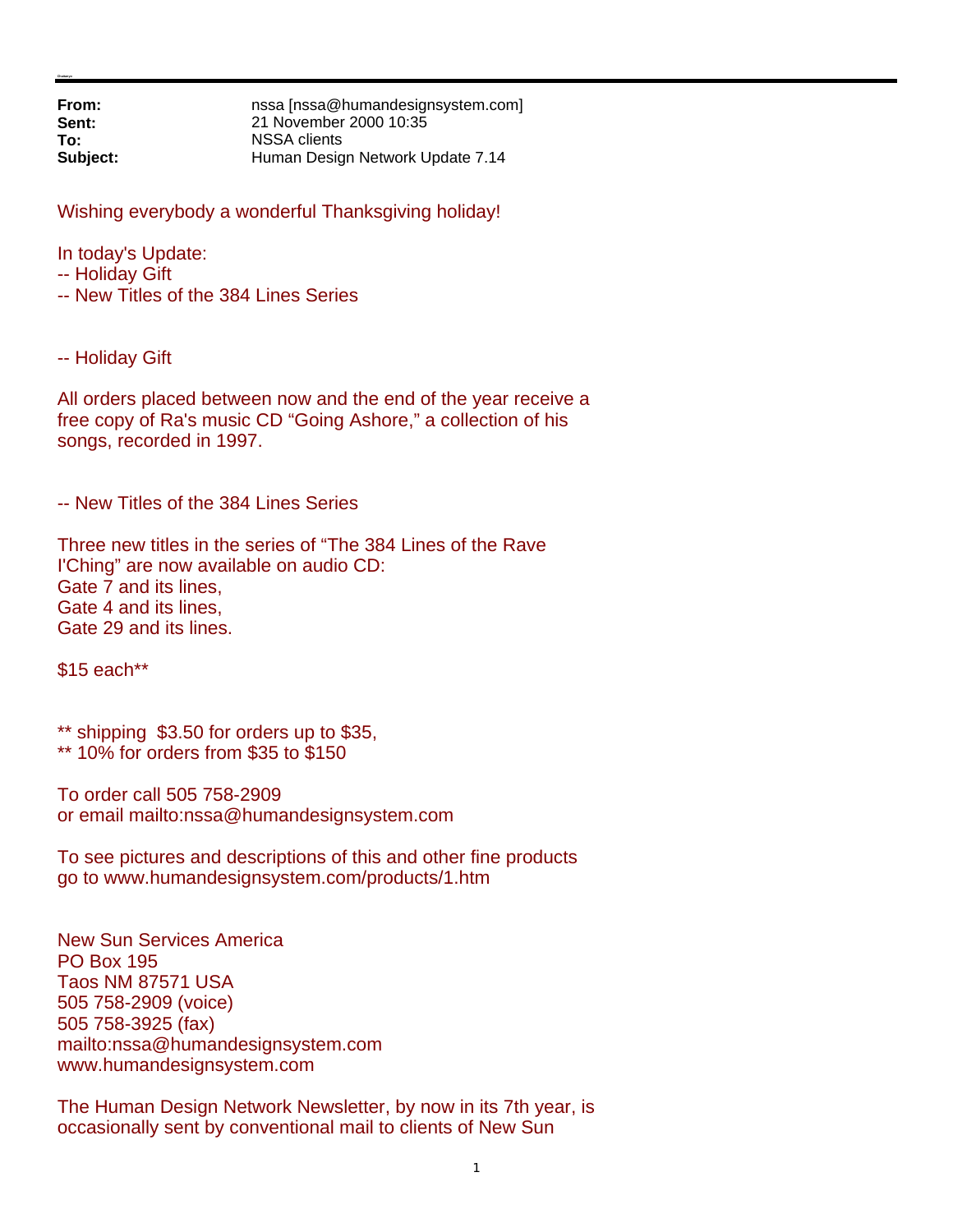| | |
|---|---|
| **From:** | nssa [nssa@humandesignsystem.com] |
| **Sent:** | 21 November 2000 10:35 |
| **To:** | NSSA clients |
| **Subject:** | Human Design Network Update 7.14 |

Wishing everybody a wonderful Thanksgiving holiday!

In today's Update:
-- Holiday Gift
-- New Titles of the 384 Lines Series

-- Holiday Gift

All orders placed between now and the end of the year receive a free copy of Ra's music CD "Going Ashore," a collection of his songs, recorded in 1997.

-- New Titles of the 384 Lines Series

Three new titles in the series of "The 384 Lines of the Rave I'Ching" are now available on audio CD:
Gate 7 and its lines,
Gate 4 and its lines,
Gate 29 and its lines.

$15 each**

** shipping $3.50 for orders up to $35,
** 10% for orders from $35 to $150

To order call 505 758-2909
or email mailto:nssa@humandesignsystem.com

To see pictures and descriptions of this and other fine products go to www.humandesignsystem.com/products/1.htm

New Sun Services America
PO Box 195
Taos NM 87571 USA
505 758-2909 (voice)
505 758-3925 (fax)
mailto:nssa@humandesignsystem.com
www.humandesignsystem.com

The Human Design Network Newsletter, by now in its 7th year, is occasionally sent by conventional mail to clients of New Sun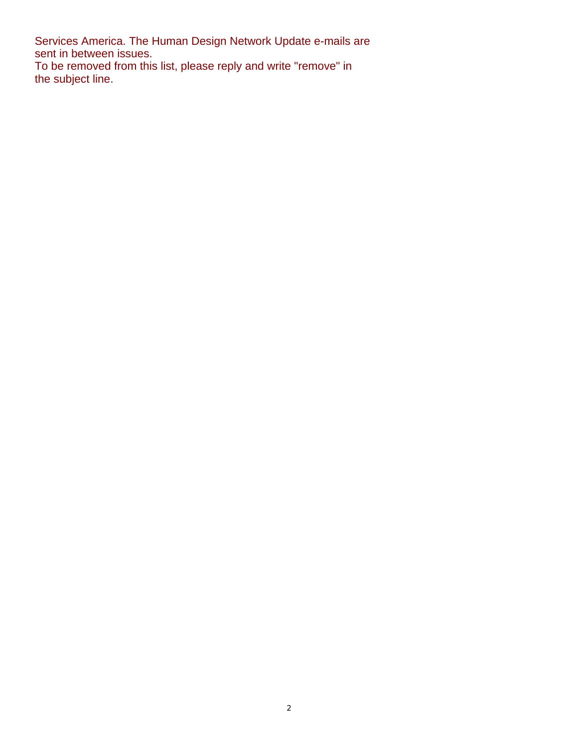Services America. The Human Design Network Update e-mails are sent in between issues.

To be removed from this list, please reply and write "remove" in the subject line.